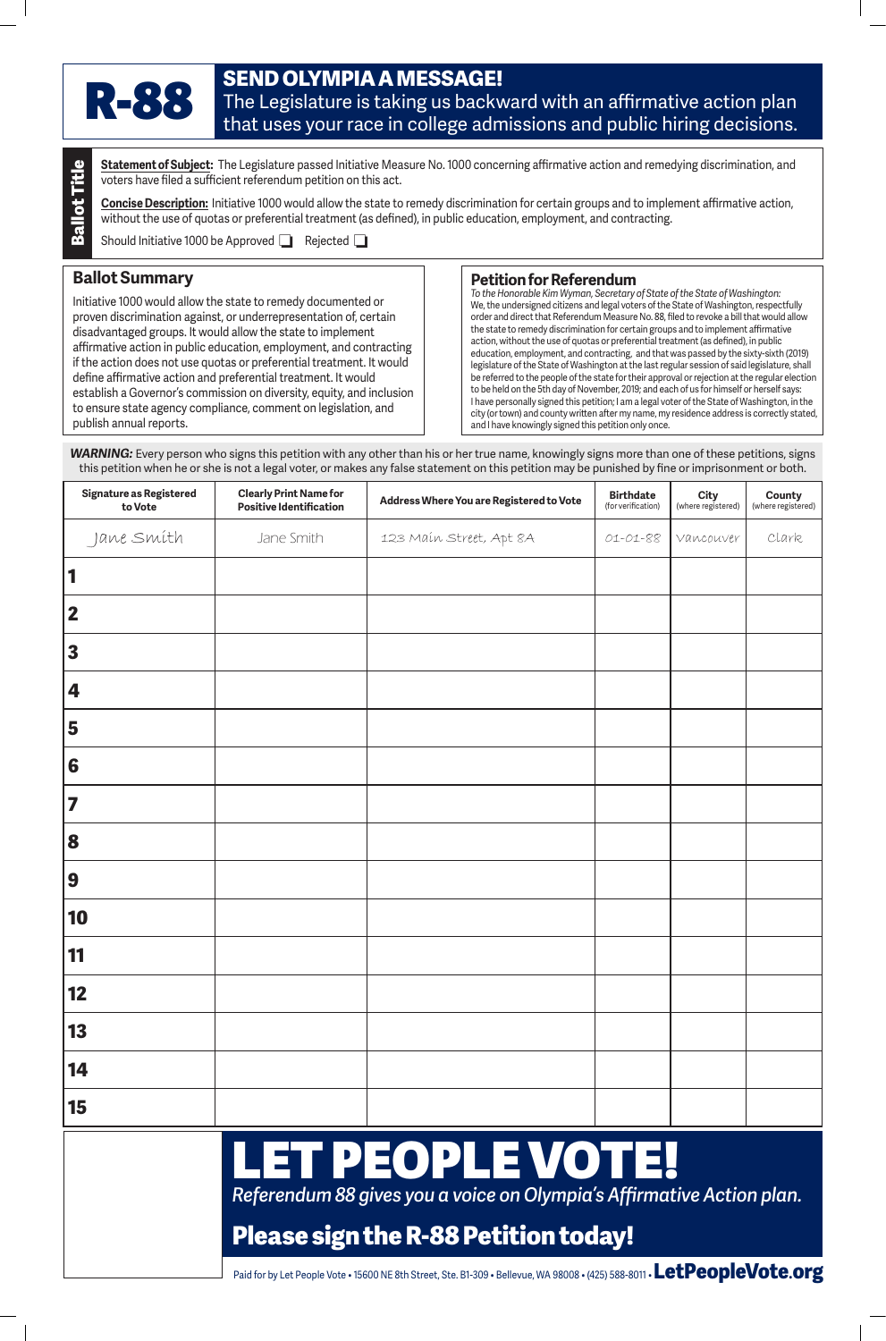# R-88

## SEND OLYMPIA A MESSAGE!

The Legislature is taking us backward with an affirmative action plan that uses your race in college admissions and public hiring decisions.

**Ballot Title**

**Statement of Subject:** The Legislature passed Initiative Measure No. 1000 concerning affirmative action and remedying discrimination, and voters have filed a sufficient referendum petition on this act.

**Concise Description:** Initiative 1000 would allow the state to remedy discrimination for certain groups and to implement affirmative action, without the use of quotas or preferential treatment (as defined), in public education, employment, and contracting.

Should Initiative 1000 be Approved ❑ Rejected ❑

### Ballot Summary

Initiative 1000 would allow the state to remedy documented or proven discrimination against, or underrepresentation of, certain disadvantaged groups. It would allow the state to implement affirmative action in public education, employment, and contracting if the action does not use quotas or preferential treatment. It would define affirmative action and preferential treatment. It would establish a Governor's commission on diversity, equity, and inclusion to ensure state agency compliance, comment on legislation, and publish annual reports.

### Petition for Referendum

*To the Honorable Kim Wyman, Secretary of State of the State of Washington:*

We, the undersigned citizens and legal voters of the State of Washington, respectfully order and direct that Referendum Measure No. 88, filed to revoke a bill that would allow the state to remedy discrimination for certain groups and to implement affirmative action, without the use of quotas or preferential treatment (as defined), in public education, employment, and contracting, and that was passed by the sixty-sixth (2019) legislature of the State of Washington at the last regular session of said legislature, shall be referred to the people of the state for their approval or rejection at the regular election to be held on the 5th day of November, 2019; and each of us for himself or herself says: I have personally signed this petition; I am a legal voter of the State of Washington, in the city (or town) and county written after my name, my residence address is correctly stated, and I have knowingly signed this petition only once.

***WARNING:*** Every person who signs this petition with any other than his or her true name, knowingly signs more than one of these petitions, signs this petition when he or she is not a legal voter, or makes any false statement on this petition may be punished by fine or imprisonment or both.

| Signature as Registered to Vote | Clearly Print Name for Positive Identification | Address Where You are Registered to Vote | Birthdate (for verification) | City (where registered) | County (where registered) |
|---|---|---|---|---|---|
| Jane Smith | Jane Smith | 123 Main Street, Apt 8A | 01-01-88 | Vancouver | Clark |
| 1 | | | | | |
| 2 | | | | | |
| 3 | | | | | |
| 4 | | | | | |
| 5 | | | | | |
| 6 | | | | | |
| 7 | | | | | |
| 8 | | | | | |
| 9 | | | | | |
| 10 | | | | | |
| 11 | | | | | |
| 12 | | | | | |
| 13 | | | | | |
| 14 | | | | | |
| 15 | | | | | |

# LET PEOPLE VOTE!

*Referendum 88 gives you a voice on Olympia's Affirmative Action plan.*

## Please sign the R-88 Petition today!

Paid for by Let People Vote • 15600 NE 8th Street, Ste. B1-309 • Bellevue, WA 98008 • (425) 588-8011 • **LetPeopleVote.org**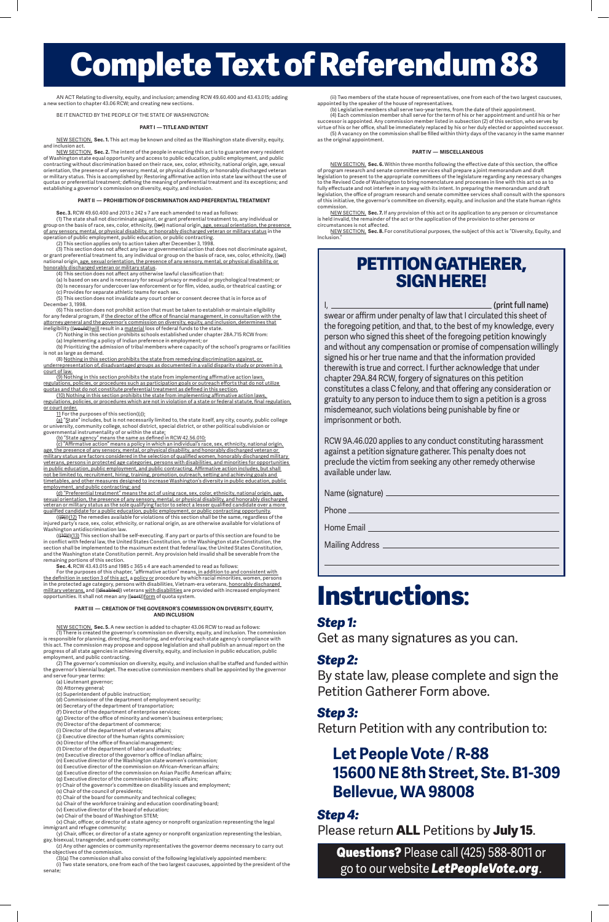# Complete Text of Referendum 88

AN ACT Relating to diversity, equity, and inclusion; amending RCW 49.60.400 and 43.43.015; adding a new section to chapter 43.06 RCW; and creating new sections.

BE IT ENACTED BY THE PEOPLE OF THE STATE OF WASHINGTON:

**PART I — TITLE AND INTENT**

NEW SECTION. **Sec. 1.** This act may be known and cited as the Washington state diversity, equity, and inclusion act.

NEW SECTION. **Sec. 2.** The intent of the people in enacting this act is to guarantee every resident of Washington state equal opportunity and access to public education, public employment, and public contracting without discrimination based on their race, sex, color, ethnicity, national origin, age, sexual orientation, the presence of any sensory, mental, or physical disability, or honorably discharged veteran or military status. This is accomplished by: Restoring affirmative action into state law without the use of quotas or preferential treatment; defining the meaning of preferential treatment and its exceptions; and establishing a governor's commission on diversity, equity, and inclusion.

**PART II — PROHIBITION OF DISCRIMINATION AND PREFERENTIAL TREATMENT**

**Sec. 3.** RCW 49.60.400 and 2013 c 242 s 7 are each amended to read as follows:

(1) The state shall not discriminate against, or grant preferential treatment to, any individual or group on the basis of race, sex, color, ethnicity, ((or)) national origin, age, sexual orientation, the presence of any sensory, mental, or physical disability, or honorably discharged veteran or military status in the operation of public employment, public education, or public contracting.

(2) This section applies only to action taken after December 3, 1998.

(3) This section does not affect any law or governmental action that does not discriminate against, or grant preferential treatment to, any individual or group on the basis of race, sex, color, ethnicity, ((or)) national origin, age, sexual orientation, the presence of any sensory, mental, or physical disability, or honorably discharged veteran or military status.

(4) This section does not affect any otherwise lawful classification that:

(a) Is based on sex and is necessary for sexual privacy or medical or psychological treatment; or

(b) Is necessary for undercover law enforcement or for film, video, audio, or theatrical casting; or

(c) Provides for separate athletic teams for each sex.

(5) This section does not invalidate any court order or consent decree that is in force as of December 3, 1998.

(6) This section does not prohibit action that must be taken to establish or maintain eligibility for any federal program, if the director of the office of financial management, in consultation with the attorney general and the governor's commission on diversity, equity, and inclusion, determines that ineligibility ((would)) will result in a material loss of federal funds to the state.

(7) Nothing in this section prohibits schools established under chapter 28A.715 RCW from:

(a) Implementing a policy of Indian preference in employment; or

(b) Prioritizing the admission of tribal members where capacity of the school's programs or facilities is not as large as demand.

(8) Nothing in this section prohibits the state from remedying discrimination against, or underrepresentation of, disadvantaged groups as documented in a valid disparity study or proven in a court of law.

(9) Nothing in this section prohibits the state from implementing affirmative action laws, regulations, policies, or procedures such as participation goals or outreach efforts that do not utilize quotas and that do not constitute preferential treatment as defined in this section.

(10) Nothing in this section prohibits the state from implementing affirmative action laws, regulations, policies, or procedures which are not in violation of a state or federal statute, final regulation, or court order.

11 For the purposes of this section((,)):

(a) "State" includes, but is not necessarily limited to, the state itself, any city, county, public college or university, community college, school district, special district, or other political subdivision or governmental instrumentality of or within the state;

(b) "State agency" means the same as defined in RCW 42.56.010;

(c) "Affirmative action" means a policy in which an individual's race, sex, ethnicity, national origin, age, the presence of any sensory, mental, or physical disability, and honorably discharged veteran or military status are factors considered in the selection of qualified women, honorably discharged military veterans, persons in protected age categories, persons with disabilities, and minorities for opportunities in public education, public employment, and public contracting. Affirmative action includes, but shall not be limited to, recruitment, hiring, training, promotion, outreach, setting and achieving goals and timetables, and other measures designed to increase Washington's diversity in public education, public employment, and public contracting; and

(d) "Preferential treatment" means the act of using race, sex, color, ethnicity, national origin, age, sexual orientation, the presence of any sensory, mental, or physical disability, and honorably discharged veteran or military status as the sole qualifying factor to select a lesser qualified candidate over a more qualified candidate for a public education, public employment, or public contracting opportunity.

((9))(12) The remedies available for violations of this section shall be the same, regardless of the injured party's race, sex, color, ethnicity, or national origin, as are otherwise available for violations of Washington antidiscrimination law.

((10))(13) This section shall be self-executing. If any part or parts of this section are found to be in conflict with federal law, the United States Constitution, or the Washington state Constitution, the section shall be implemented to the maximum extent that federal law, the United States Constitution, and the Washington state Constitution permit. Any provision held invalid shall be severable from the remaining portions of this section.

**Sec. 4.** RCW 43.43.015 and 1985 c 365 s 4 are each amended to read as follows:

For the purposes of this chapter, "affirmative action" means, in addition to and consistent with the definition in section 3 of this act, a policy or procedure by which racial minorities, women, persons in the protected age category, persons with disabilities, Vietnam-era veterans, honorably discharged military veterans, and ((disabled)) veterans with disabilities are provided with increased employment opportunities. It shall not mean any ((sort)) form of quota system.

**PART III — CREATION OF THE GOVERNOR'S COMMISSION ON DIVERSITY, EQUITY, AND INCLUSION**

NEW SECTION. **Sec. 5.** A new section is added to chapter 43.06 RCW to read as follows:

(1) There is created the governor's commission on diversity, equity, and inclusion. The commission is responsible for planning, directing, monitoring, and enforcing each state agency's compliance with this act. The commission may propose and oppose legislation and shall publish an annual report on the progress of all state agencies in achieving diversity, equity, and inclusion in public education, public employment, and public contracting.

(2) The governor's commission on diversity, equity, and inclusion shall be staffed and funded within the governor's biennial budget. The executive commission members shall be appointed by the governor and serve four-year terms:

(a) Lieutenant governor;
(b) Attorney general;
(c) Superintendent of public instruction;
(d) Commissioner of the department of employment security;
(e) Secretary of the department of transportation;
(f) Director of the department of enterprise services;
(g) Director of the office of minority and women's business enterprises;
(h) Director of the department of commerce;
(i) Director of the department of veterans affairs;
(j) Executive director of the human rights commission;
(k) Director of the office of financial management;
(l) Director of the department of labor and industries;
(m) Executive director of the governor's office of Indian affairs;
(n) Executive director of the Washington state women's commission;
(o) Executive director of the commission on African-American affairs;
(p) Executive director of the commission on Asian Pacific American affairs;
(q) Executive director of the commission on Hispanic affairs;
(r) Chair of the governor's committee on disability issues and employment;
(s) Chair of the council of presidents;
(t) Chair of the board for community and technical colleges;
(u) Chair of the workforce training and education coordinating board;
(v) Executive director of the board of education;
(w) Chair of the board of Washington STEM;
(x) Chair, officer, or director of a state agency or nonprofit organization representing the legal immigrant and refugee community;
(y) Chair, officer, or director of a state agency or nonprofit organization representing the lesbian, gay, bisexual, transgender, and queer community;
(z) Any other agencies or community representatives the governor deems necessary to carry out the objectives of the commission.

(3)(a) The commission shall also consist of the following legislatively appointed members:

(i) Two state senators, one from each of the two largest caucuses, appointed by the president of the senate;

(ii) Two members of the state house of representatives, one from each of the two largest caucuses, appointed by the speaker of the house of representatives.

(b) Legislative members shall serve two-year terms, from the date of their appointment.

(4) Each commission member shall serve for the term of his or her appointment and until his or her successor is appointed. Any commission member listed in subsection (2) of this section, who serves by virtue of his or her office, shall be immediately replaced by his or her duly elected or appointed successor.

(5) A vacancy on the commission shall be filled within thirty days of the vacancy in the same manner as the original appointment.

**PART IV — MISCELLANEOUS**

NEW SECTION. **Sec. 6.** Within three months following the effective date of this section, the office of program research and senate committee services shall prepare a joint memorandum and draft legislation to present to the appropriate committees of the legislature regarding any necessary changes to the Revised Code of Washington to bring nomenclature and processes in line with this act so as to fully effectuate and not interfere in any way with its intent. In preparing the memorandum and draft legislation, the office of program research and senate committee services shall consult with the sponsors of this initiative, the governor's committee on diversity, equity, and inclusion and the state human rights commission.

NEW SECTION. **Sec. 7.** If any provision of this act or its application to any person or circumstance is held invalid, the remainder of the act or the application of the provision to other persons or circumstances is not affected.

NEW SECTION. **Sec. 8.** For constitutional purposes, the subject of this act is "Diversity, Equity, and Inclusion."

## PETITION GATHERER, SIGN HERE!

I, ______________________ **(print full name)** swear or affirm under penalty of law that I circulated this sheet of the foregoing petition, and that, to the best of my knowledge, every person who signed this sheet of the foregoing petition knowingly and without any compensation or promise of compensation willingly signed his or her true name and that the information provided therewith is true and correct. I further acknowledge that under chapter 29A.84 RCW, forgery of signatures on this petition constitutes a class C felony, and that offering any consideration or gratuity to any person to induce them to sign a petition is a gross misdemeanor, such violations being punishable by fine or imprisonment or both.

RCW 9A.46.020 applies to any conduct constituting harassment against a petition signature gatherer. This penalty does not preclude the victim from seeking any other remedy otherwise available under law.

Name (signature) ______________________

Phone ______________________

Home Email ______________________

Mailing Address ______________________

# Instructions:

### *Step 1:*

Get as many signatures as you can.

### *Step 2:*

By state law, please complete and sign the Petition Gatherer Form above.

### *Step 3:*

Return Petition with any contribution to:

**Let People Vote / R-88**
**15600 NE 8th Street, Ste. B1-309**
**Bellevue, WA 98008**

### *Step 4:*

Please return **ALL** Petitions by **July 15**.

**Questions?** Please call (425) 588-8011 or go to our website ***LetPeopleVote.org***.